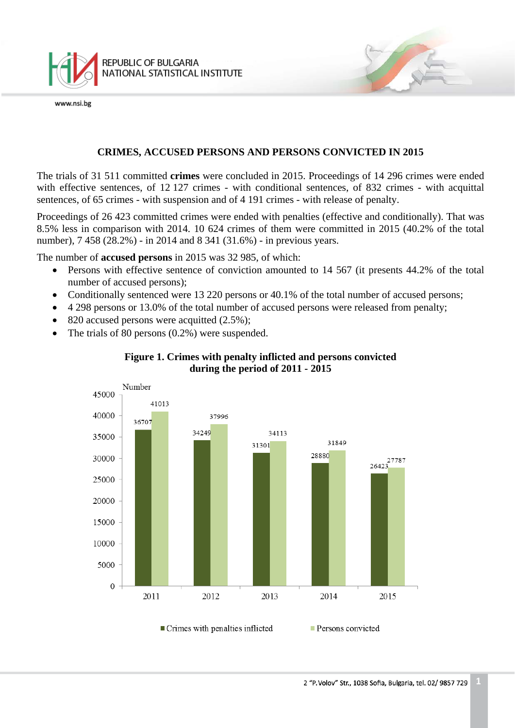# CRIMES, ACCUSED PERSONS AND PERSONS CONVICTED IN 2015

The trials of 31 511 committed **crimes** were concluded in 2015. Proceedings of 14 296 crimes were ended with effective sentences, of 12 127 crimes - with conditional sentences, of 832 crimes - with acquittal sentences, of 65 crimes - with suspension and of 4 191 crimes - with release of penalty.

Proceedings of 26 423 committed crimes were ended with penalties (effective and conditionally). That was 8.5% less in comparison with 2014. 10 624 crimes of them were committed in 2015 (40.2% of the total number), 7 458 (28.2%) - in 2014 and 8 341 (31.6%) - in previous years.

The number of **accused persons** in 2015 was 32 985, of which:

- Persons with effective sentence of conviction amounted to 14 567 (it presents 44.2% of the total number of accused persons);
- Conditionally sentenced were 13 220 persons or 40.1% of the total number of accused persons;
- 4 298 persons or 13.0% of the total number of accused persons were released from penalty;
- 820 accused persons were acquitted (2.5%);
- The trials of 80 persons (0.2%) were suspended.

**Figure 1. Crimes with penalty inflicted and persons convicted during the period of 2011 - 2015**

| Year | Crimes with penalties inflicted | Persons convicted |
|---|---|---|
| 2011 | 36707 | 41013 |
| 2012 | 34249 | 37996 |
| 2013 | 31301 | 34113 |
| 2014 | 28880 | 31849 |
| 2015 | 26423 | 27787 |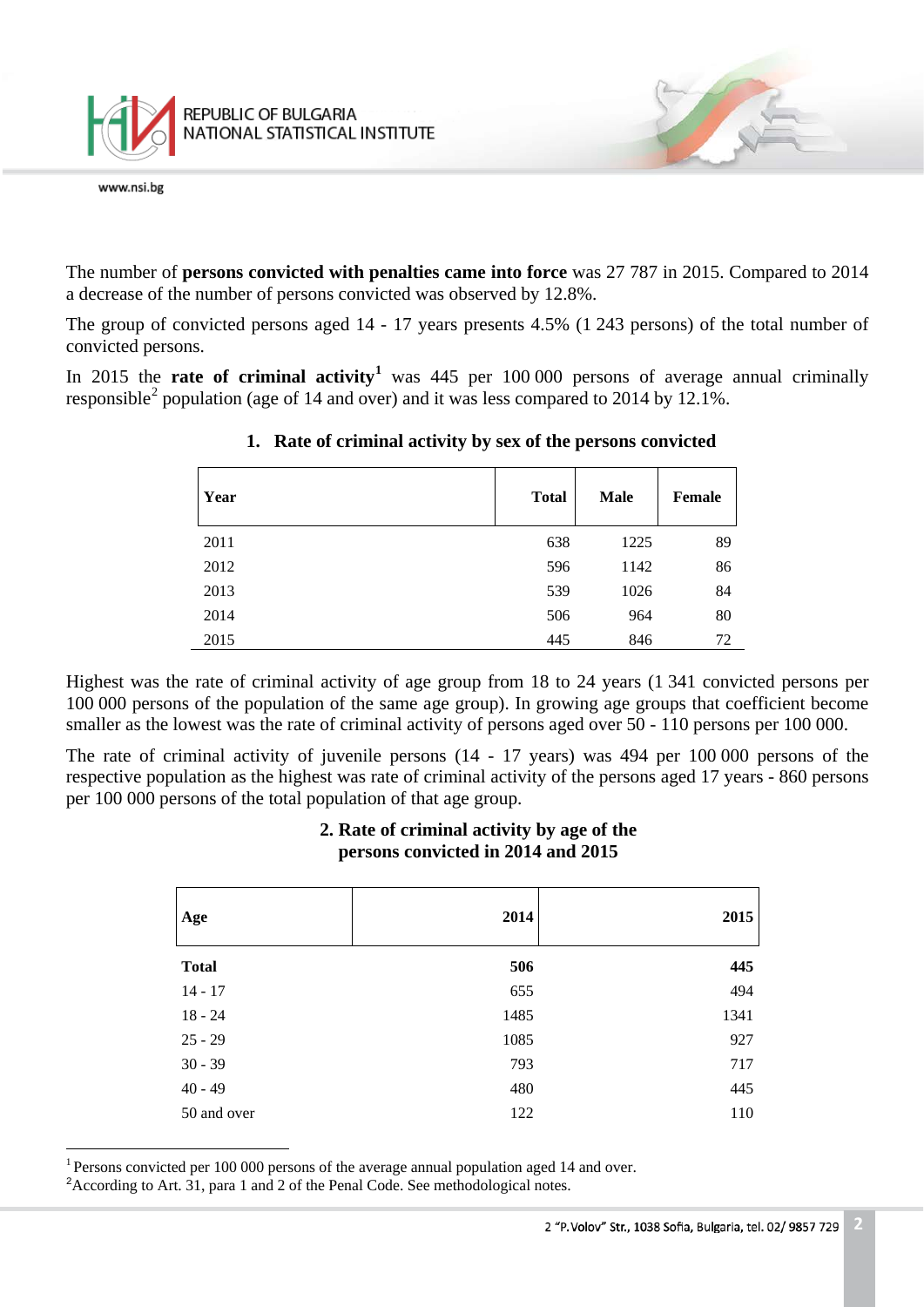The number of **persons convicted with penalties came into force** was 27 787 in 2015. Compared to 2014 a decrease of the number of persons convicted was observed by 12.8%.

The group of convicted persons aged 14 - 17 years presents 4.5% (1 243 persons) of the total number of convicted persons.

In 2015 the **rate of criminal activity**[1] was 445 per 100 000 persons of average annual criminally responsible[2] population (age of 14 and over) and it was less compared to 2014 by 12.1%.

**1. Rate of criminal activity by sex of the persons convicted**

| Year | Total | Male | Female |
|---|---|---|---|
| 2011 | 638 | 1225 | 89 |
| 2012 | 596 | 1142 | 86 |
| 2013 | 539 | 1026 | 84 |
| 2014 | 506 | 964 | 80 |
| 2015 | 445 | 846 | 72 |

Highest was the rate of criminal activity of age group from 18 to 24 years (1 341 convicted persons per 100 000 persons of the population of the same age group). In growing age groups that coefficient become smaller as the lowest was the rate of criminal activity of persons aged over 50 - 110 persons per 100 000.

The rate of criminal activity of juvenile persons (14 - 17 years) was 494 per 100 000 persons of the respective population as the highest was rate of criminal activity of the persons aged 17 years - 860 persons per 100 000 persons of the total population of that age group.

**2. Rate of criminal activity by age of the persons convicted in 2014 and 2015**

| Age | 2014 | 2015 |
|---|---|---|
| **Total** | **506** | **445** |
| 14 - 17 | 655 | 494 |
| 18 - 24 | 1485 | 1341 |
| 25 - 29 | 1085 | 927 |
| 30 - 39 | 793 | 717 |
| 40 - 49 | 480 | 445 |
| 50 and over | 122 | 110 |

---

[1] Persons convicted per 100 000 persons of the average annual population aged 14 and over.

[2] According to Art. 31, para 1 and 2 of the Penal Code. See methodological notes.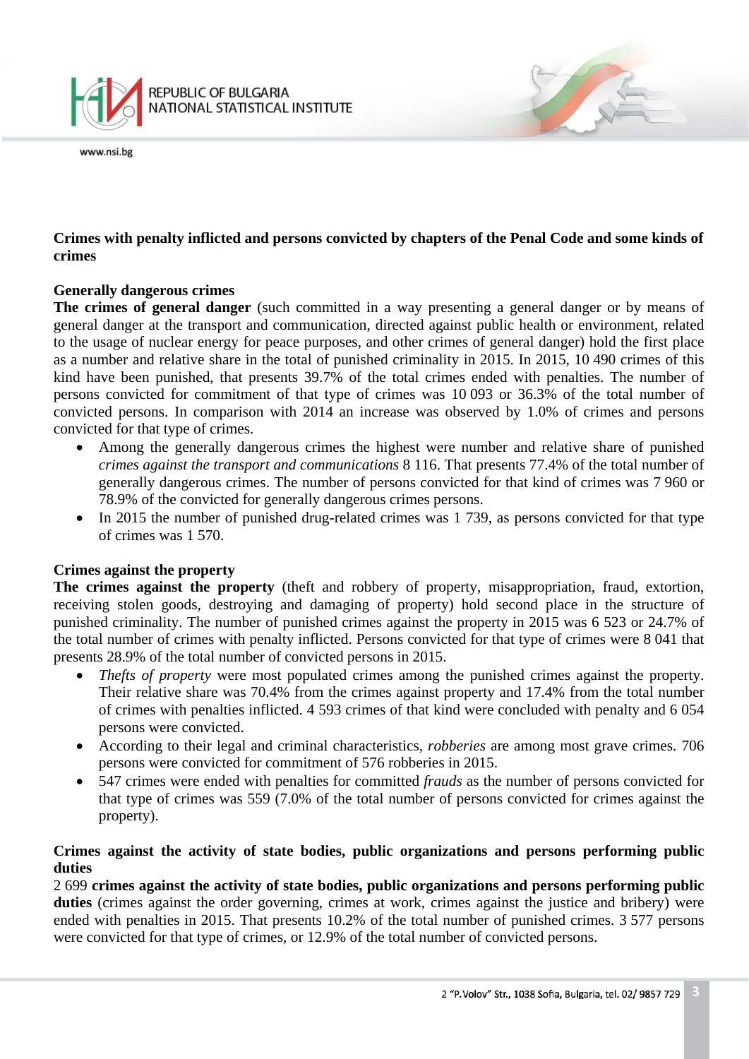## Crimes with penalty inflicted and persons convicted by chapters of the Penal Code and some kinds of crimes

### Generally dangerous crimes

**The crimes of general danger** (such committed in a way presenting a general danger or by means of general danger at the transport and communication, directed against public health or environment, related to the usage of nuclear energy for peace purposes, and other crimes of general danger) hold the first place as a number and relative share in the total of punished criminality in 2015. In 2015, 10 490 crimes of this kind have been punished, that presents 39.7% of the total crimes ended with penalties. The number of persons convicted for commitment of that type of crimes was 10 093 or 36.3% of the total number of convicted persons. In comparison with 2014 an increase was observed by 1.0% of crimes and persons convicted for that type of crimes.

- Among the generally dangerous crimes the highest were number and relative share of punished *crimes against the transport and communications* 8 116. That presents 77.4% of the total number of generally dangerous crimes. The number of persons convicted for that kind of crimes was 7 960 or 78.9% of the convicted for generally dangerous crimes persons.
- In 2015 the number of punished drug-related crimes was 1 739, as persons convicted for that type of crimes was 1 570.

### Crimes against the property

**The crimes against the property** (theft and robbery of property, misappropriation, fraud, extortion, receiving stolen goods, destroying and damaging of property) hold second place in the structure of punished criminality. The number of punished crimes against the property in 2015 was 6 523 or 24.7% of the total number of crimes with penalty inflicted. Persons convicted for that type of crimes were 8 041 that presents 28.9% of the total number of convicted persons in 2015.

- *Thefts of property* were most populated crimes among the punished crimes against the property. Their relative share was 70.4% from the crimes against property and 17.4% from the total number of crimes with penalties inflicted. 4 593 crimes of that kind were concluded with penalty and 6 054 persons were convicted.
- According to their legal and criminal characteristics, *robberies* are among most grave crimes. 706 persons were convicted for commitment of 576 robberies in 2015.
- 547 crimes were ended with penalties for committed *frauds* as the number of persons convicted for that type of crimes was 559 (7.0% of the total number of persons convicted for crimes against the property).

### Crimes against the activity of state bodies, public organizations and persons performing public duties

2 699 **crimes against the activity of state bodies, public organizations and persons performing public duties** (crimes against the order governing, crimes at work, crimes against the justice and bribery) were ended with penalties in 2015. That presents 10.2% of the total number of punished crimes. 3 577 persons were convicted for that type of crimes, or 12.9% of the total number of convicted persons.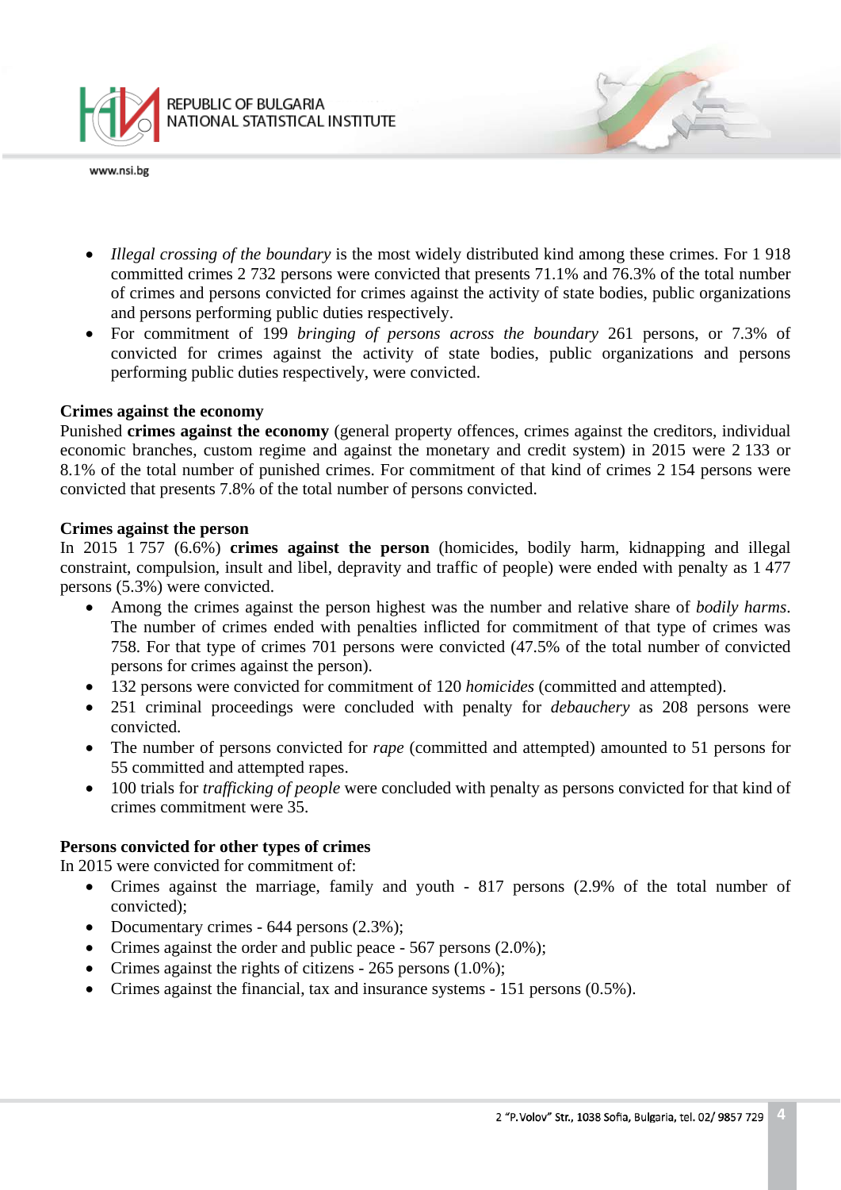- *Illegal crossing of the boundary* is the most widely distributed kind among these crimes. For 1 918 committed crimes 2 732 persons were convicted that presents 71.1% and 76.3% of the total number of crimes and persons convicted for crimes against the activity of state bodies, public organizations and persons performing public duties respectively.
- For commitment of 199 *bringing of persons across the boundary* 261 persons, or 7.3% of convicted for crimes against the activity of state bodies, public organizations and persons performing public duties respectively, were convicted.

**Crimes against the economy**

Punished **crimes against the economy** (general property offences, crimes against the creditors, individual economic branches, custom regime and against the monetary and credit system) in 2015 were 2 133 or 8.1% of the total number of punished crimes. For commitment of that kind of crimes 2 154 persons were convicted that presents 7.8% of the total number of persons convicted.

**Crimes against the person**

In 2015 1 757 (6.6%) **crimes against the person** (homicides, bodily harm, kidnapping and illegal constraint, compulsion, insult and libel, depravity and traffic of people) were ended with penalty as 1 477 persons (5.3%) were convicted.

- Among the crimes against the person highest was the number and relative share of *bodily harms*. The number of crimes ended with penalties inflicted for commitment of that type of crimes was 758. For that type of crimes 701 persons were convicted (47.5% of the total number of convicted persons for crimes against the person).
- 132 persons were convicted for commitment of 120 *homicides* (committed and attempted).
- 251 criminal proceedings were concluded with penalty for *debauchery* as 208 persons were convicted.
- The number of persons convicted for *rape* (committed and attempted) amounted to 51 persons for 55 committed and attempted rapes.
- 100 trials for *trafficking of people* were concluded with penalty as persons convicted for that kind of crimes commitment were 35.

**Persons convicted for other types of crimes**

In 2015 were convicted for commitment of:

- Crimes against the marriage, family and youth - 817 persons (2.9% of the total number of convicted);
- Documentary crimes - 644 persons (2.3%);
- Crimes against the order and public peace - 567 persons (2.0%);
- Crimes against the rights of citizens - 265 persons (1.0%);
- Crimes against the financial, tax and insurance systems - 151 persons (0.5%).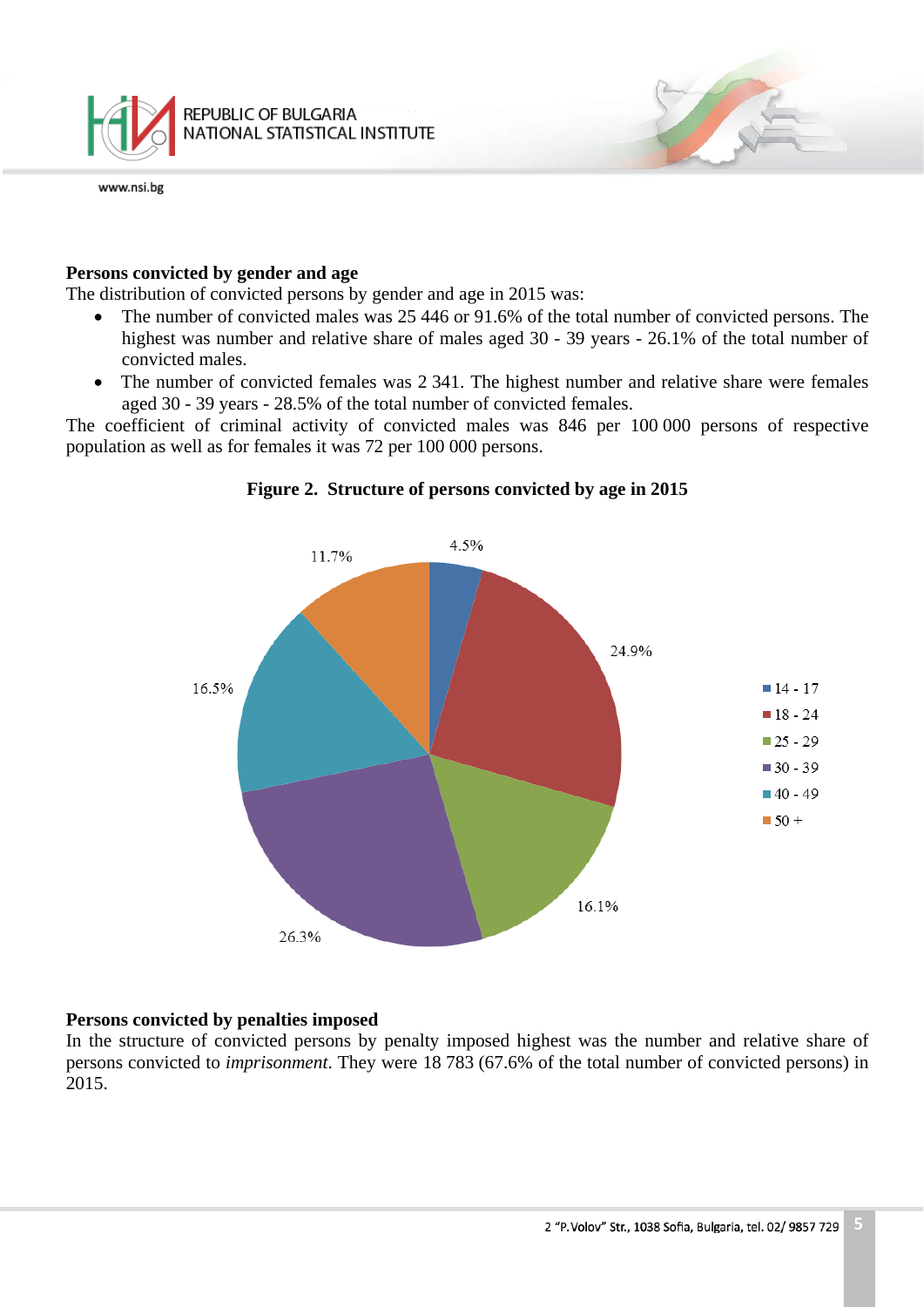**Persons convicted by gender and age**

The distribution of convicted persons by gender and age in 2015 was:

- The number of convicted males was 25 446 or 91.6% of the total number of convicted persons. The highest was number and relative share of males aged 30 - 39 years - 26.1% of the total number of convicted males.
- The number of convicted females was 2 341. The highest number and relative share were females aged 30 - 39 years - 28.5% of the total number of convicted females.

The coefficient of criminal activity of convicted males was 846 per 100 000 persons of respective population as well as for females it was 72 per 100 000 persons.

**Figure 2. Structure of persons convicted by age in 2015**

| Age | Share |
|---|---|
| 14 - 17 | 4.5% |
| 18 - 24 | 24.9% |
| 25 - 29 | 16.1% |
| 30 - 39 | 26.3% |
| 40 - 49 | 16.5% |
| 50 + | 11.7% |

**Persons convicted by penalties imposed**

In the structure of convicted persons by penalty imposed highest was the number and relative share of persons convicted to *imprisonment*. They were 18 783 (67.6% of the total number of convicted persons) in 2015.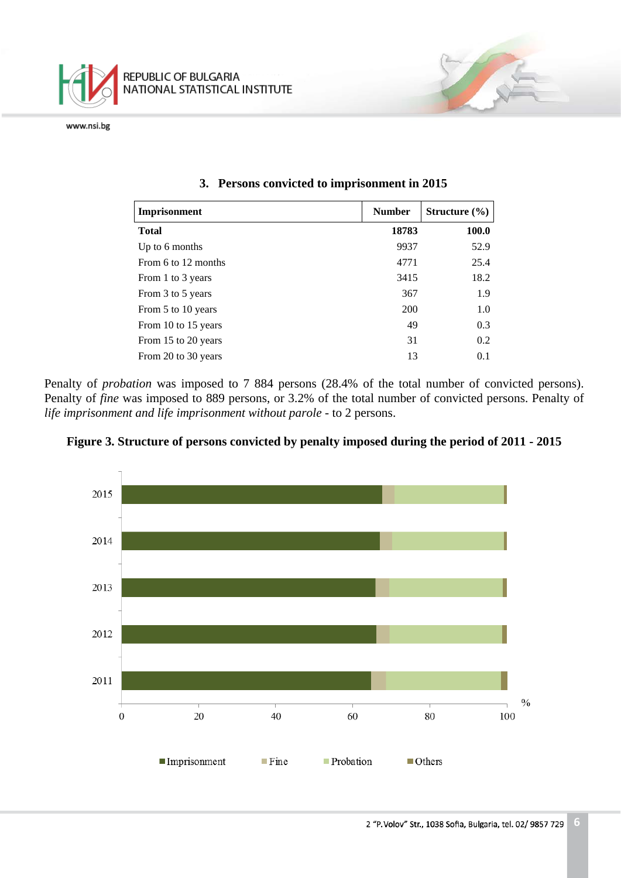### 3. Persons convicted to imprisonment in 2015

| Imprisonment | Number | Structure (%) |
|---|---|---|
| **Total** | **18783** | **100.0** |
| Up to 6 months | 9937 | 52.9 |
| From 6 to 12 months | 4771 | 25.4 |
| From 1 to 3 years | 3415 | 18.2 |
| From 3 to 5 years | 367 | 1.9 |
| From 5 to 10 years | 200 | 1.0 |
| From 10 to 15 years | 49 | 0.3 |
| From 15 to 20 years | 31 | 0.2 |
| From 20 to 30 years | 13 | 0.1 |

Penalty of *probation* was imposed to 7 884 persons (28.4% of the total number of convicted persons). Penalty of *fine* was imposed to 889 persons, or 3.2% of the total number of convicted persons. Penalty of *life imprisonment and life imprisonment without parole* - to 2 persons.

**Figure 3. Structure of persons convicted by penalty imposed during the period of 2011 - 2015**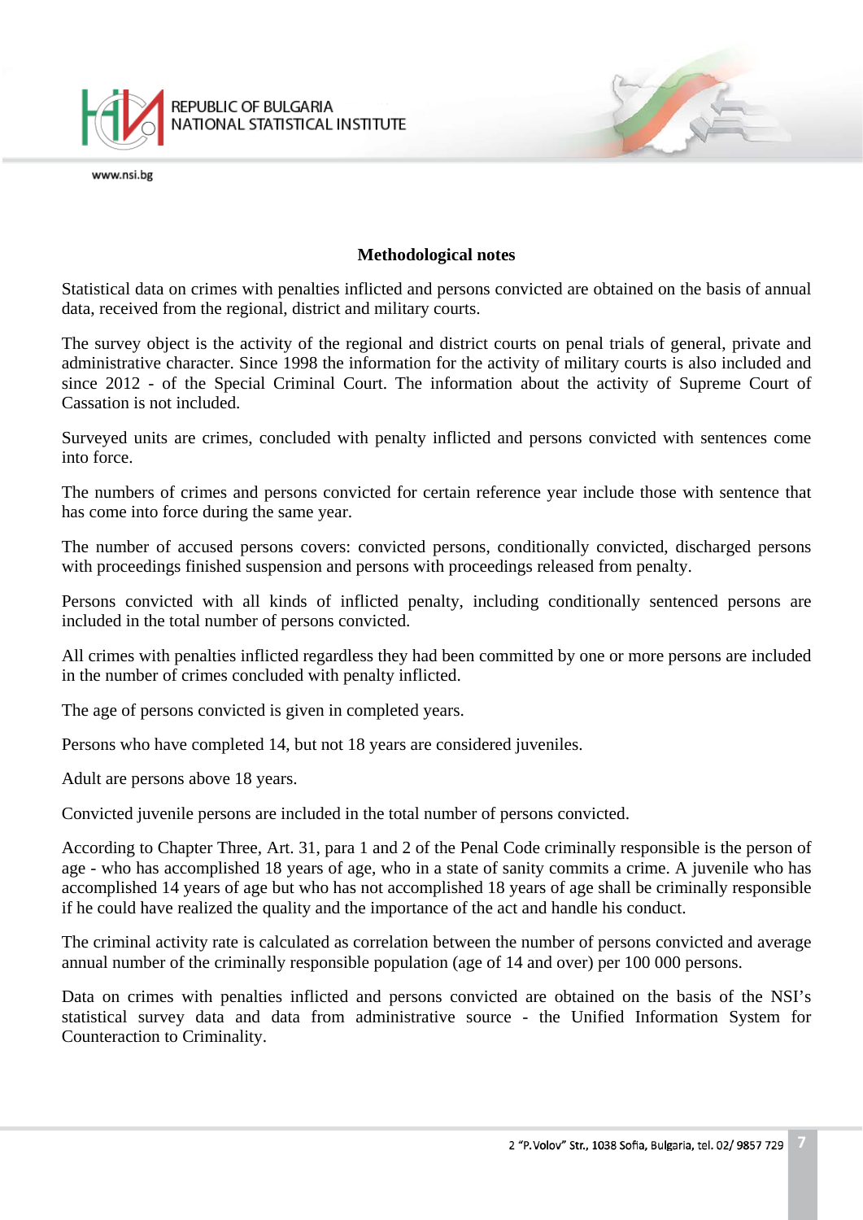## Methodological notes

Statistical data on crimes with penalties inflicted and persons convicted are obtained on the basis of annual data, received from the regional, district and military courts.

The survey object is the activity of the regional and district courts on penal trials of general, private and administrative character. Since 1998 the information for the activity of military courts is also included and since 2012 - of the Special Criminal Court. The information about the activity of Supreme Court of Cassation is not included.

Surveyed units are crimes, concluded with penalty inflicted and persons convicted with sentences come into force.

The numbers of crimes and persons convicted for certain reference year include those with sentence that has come into force during the same year.

The number of accused persons covers: convicted persons, conditionally convicted, discharged persons with proceedings finished suspension and persons with proceedings released from penalty.

Persons convicted with all kinds of inflicted penalty, including conditionally sentenced persons are included in the total number of persons convicted.

All crimes with penalties inflicted regardless they had been committed by one or more persons are included in the number of crimes concluded with penalty inflicted.

The age of persons convicted is given in completed years.

Persons who have completed 14, but not 18 years are considered juveniles.

Adult are persons above 18 years.

Convicted juvenile persons are included in the total number of persons convicted.

According to Chapter Three, Art. 31, para 1 and 2 of the Penal Code criminally responsible is the person of age - who has accomplished 18 years of age, who in a state of sanity commits a crime. A juvenile who has accomplished 14 years of age but who has not accomplished 18 years of age shall be criminally responsible if he could have realized the quality and the importance of the act and handle his conduct.

The criminal activity rate is calculated as correlation between the number of persons convicted and average annual number of the criminally responsible population (age of 14 and over) per 100 000 persons.

Data on crimes with penalties inflicted and persons convicted are obtained on the basis of the NSI's statistical survey data and data from administrative source - the Unified Information System for Counteraction to Criminality.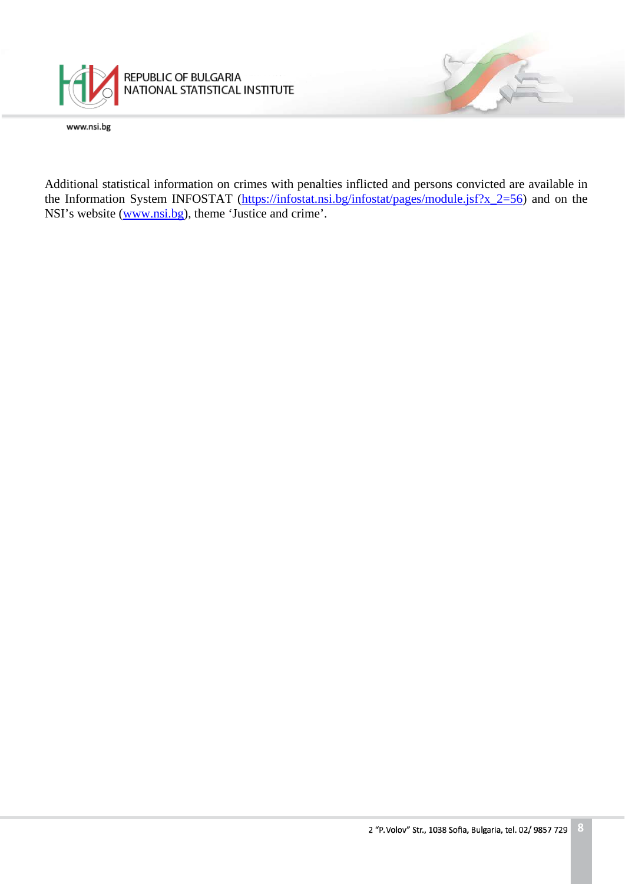Additional statistical information on crimes with penalties inflicted and persons convicted are available in the Information System INFOSTAT (https://infostat.nsi.bg/infostat/pages/module.jsf?x_2=56) and on the NSI's website (www.nsi.bg), theme 'Justice and crime'.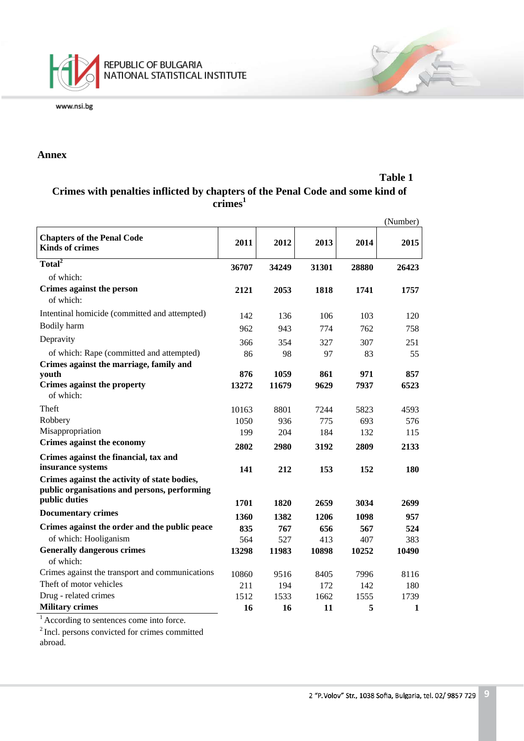## Annex

**Table 1**

**Crimes with penalties inflicted by chapters of the Penal Code and some kind of crimes[1]**

(Number)

| Chapters of the Penal Code Kinds of crimes | 2011 | 2012 | 2013 | 2014 | 2015 |
|---|---|---|---|---|---|
| **Total[2]** | **36707** | **34249** | **31301** | **28880** | **26423** |
| of which: | | | | | |
| **Crimes against the person** | **2121** | **2053** | **1818** | **1741** | **1757** |
| of which: | | | | | |
| Intentinal homicide (committed and attempted) | 142 | 136 | 106 | 103 | 120 |
| Bodily harm | 962 | 943 | 774 | 762 | 758 |
| Depravity | 366 | 354 | 327 | 307 | 251 |
| of which: Rape (committed and attempted) | 86 | 98 | 97 | 83 | 55 |
| **Crimes against the marriage, family and youth** | **876** | **1059** | **861** | **971** | **857** |
| **Crimes against the property** | **13272** | **11679** | **9629** | **7937** | **6523** |
| of which: | | | | | |
| Theft | 10163 | 8801 | 7244 | 5823 | 4593 |
| Robbery | 1050 | 936 | 775 | 693 | 576 |
| Misappropriation | 199 | 204 | 184 | 132 | 115 |
| **Crimes against the economy** | **2802** | **2980** | **3192** | **2809** | **2133** |
| **Crimes against the financial, tax and insurance systems** | **141** | **212** | **153** | **152** | **180** |
| **Crimes against the activity of state bodies, public organisations and persons, performing public duties** | **1701** | **1820** | **2659** | **3034** | **2699** |
| **Documentary crimes** | **1360** | **1382** | **1206** | **1098** | **957** |
| **Crimes against the order and the public peace** | **835** | **767** | **656** | **567** | **524** |
| of which: Hooliganism | 564 | 527 | 413 | 407 | 383 |
| **Generally dangerous crimes** | **13298** | **11983** | **10898** | **10252** | **10490** |
| of which: | | | | | |
| Crimes against the transport and communications | 10860 | 9516 | 8405 | 7996 | 8116 |
| Theft of motor vehicles | 211 | 194 | 172 | 142 | 180 |
| Drug - related crimes | 1512 | 1533 | 1662 | 1555 | 1739 |
| **Military crimes** | **16** | **16** | **11** | **5** | **1** |

[1] According to sentences come into force.

[2] Incl. persons convicted for crimes committed abroad.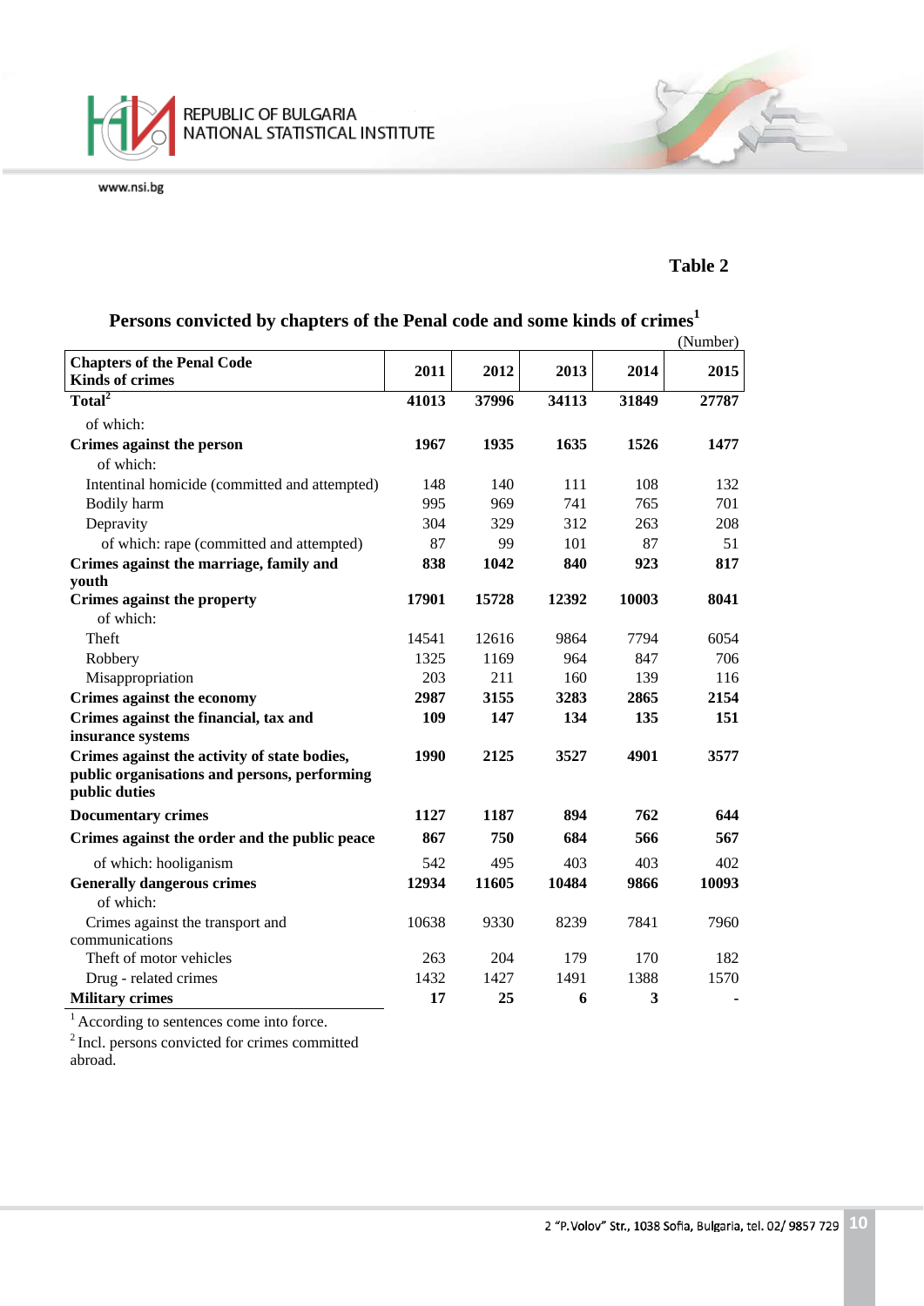**Table 2**

## Persons convicted by chapters of the Penal code and some kinds of crimes[1]

(Number)

| Chapters of the Penal Code<br>Kinds of crimes | 2011 | 2012 | 2013 | 2014 | 2015 |
|---|---|---|---|---|---|
| **Total**[2] | **41013** | **37996** | **34113** | **31849** | **27787** |
| of which: | | | | | |
| **Crimes against the person** | **1967** | **1935** | **1635** | **1526** | **1477** |
| of which: | | | | | |
| Intentinal homicide (committed and attempted) | 148 | 140 | 111 | 108 | 132 |
| Bodily harm | 995 | 969 | 741 | 765 | 701 |
| Depravity | 304 | 329 | 312 | 263 | 208 |
| of which: rape (committed and attempted) | 87 | 99 | 101 | 87 | 51 |
| **Crimes against the marriage, family and youth** | **838** | **1042** | **840** | **923** | **817** |
| **Crimes against the property** | **17901** | **15728** | **12392** | **10003** | **8041** |
| of which: | | | | | |
| Theft | 14541 | 12616 | 9864 | 7794 | 6054 |
| Robbery | 1325 | 1169 | 964 | 847 | 706 |
| Misappropriation | 203 | 211 | 160 | 139 | 116 |
| **Crimes against the economy** | **2987** | **3155** | **3283** | **2865** | **2154** |
| **Crimes against the financial, tax and insurance systems** | **109** | **147** | **134** | **135** | **151** |
| **Crimes against the activity of state bodies, public organisations and persons, performing public duties** | **1990** | **2125** | **3527** | **4901** | **3577** |
| **Documentary crimes** | **1127** | **1187** | **894** | **762** | **644** |
| **Crimes against the order and the public peace** | **867** | **750** | **684** | **566** | **567** |
| of which: hooliganism | 542 | 495 | 403 | 403 | 402 |
| **Generally dangerous crimes** | **12934** | **11605** | **10484** | **9866** | **10093** |
| of which: | | | | | |
| Crimes against the transport and communications | 10638 | 9330 | 8239 | 7841 | 7960 |
| Theft of motor vehicles | 263 | 204 | 179 | 170 | 182 |
| Drug - related crimes | 1432 | 1427 | 1491 | 1388 | 1570 |
| **Military crimes** | **17** | **25** | **6** | **3** | **-** |

[1] According to sentences come into force.

[2] Incl. persons convicted for crimes committed abroad.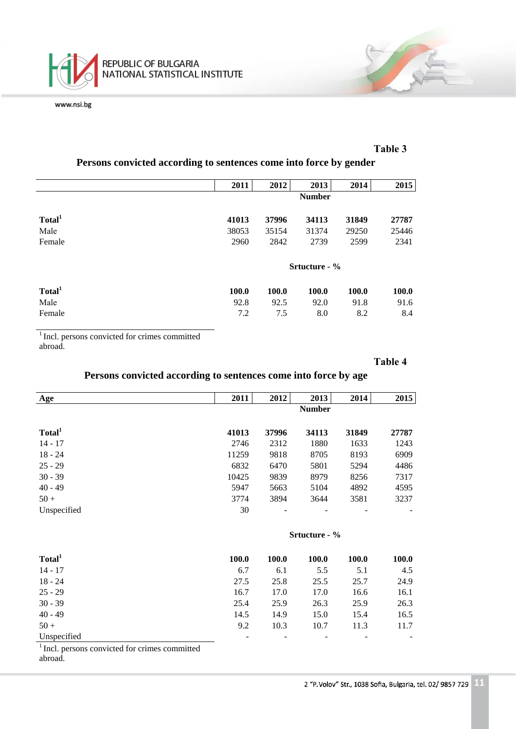**Table 3**

**Persons convicted according to sentences come into force by gender**

| | 2011 | 2012 | 2013 | 2014 | 2015 |
|---|---|---|---|---|---|
| | | | **Number** | | |
| **Total**[1] | **41013** | **37996** | **34113** | **31849** | **27787** |
| Male | 38053 | 35154 | 31374 | 29250 | 25446 |
| Female | 2960 | 2842 | 2739 | 2599 | 2341 |
| | | | **Srtucture - %** | | |
| **Total**[1] | **100.0** | **100.0** | **100.0** | **100.0** | **100.0** |
| Male | 92.8 | 92.5 | 92.0 | 91.8 | 91.6 |
| Female | 7.2 | 7.5 | 8.0 | 8.2 | 8.4 |

[1] Incl. persons convicted for crimes committed abroad.

**Table 4**

**Persons convicted according to sentences come into force by age**

| Age | 2011 | 2012 | 2013 | 2014 | 2015 |
|---|---|---|---|---|---|
| | | | **Number** | | |
| **Total**[1] | **41013** | **37996** | **34113** | **31849** | **27787** |
| 14 - 17 | 2746 | 2312 | 1880 | 1633 | 1243 |
| 18 - 24 | 11259 | 9818 | 8705 | 8193 | 6909 |
| 25 - 29 | 6832 | 6470 | 5801 | 5294 | 4486 |
| 30 - 39 | 10425 | 9839 | 8979 | 8256 | 7317 |
| 40 - 49 | 5947 | 5663 | 5104 | 4892 | 4595 |
| 50 + | 3774 | 3894 | 3644 | 3581 | 3237 |
| Unspecified | 30 | - | - | - | - |
| | | | **Srtucture - %** | | |
| **Total**[1] | **100.0** | **100.0** | **100.0** | **100.0** | **100.0** |
| 14 - 17 | 6.7 | 6.1 | 5.5 | 5.1 | 4.5 |
| 18 - 24 | 27.5 | 25.8 | 25.5 | 25.7 | 24.9 |
| 25 - 29 | 16.7 | 17.0 | 17.0 | 16.6 | 16.1 |
| 30 - 39 | 25.4 | 25.9 | 26.3 | 25.9 | 26.3 |
| 40 - 49 | 14.5 | 14.9 | 15.0 | 15.4 | 16.5 |
| 50 + | 9.2 | 10.3 | 10.7 | 11.3 | 11.7 |
| Unspecified | - | - | - | - | - |

[1] Incl. persons convicted for crimes committed abroad.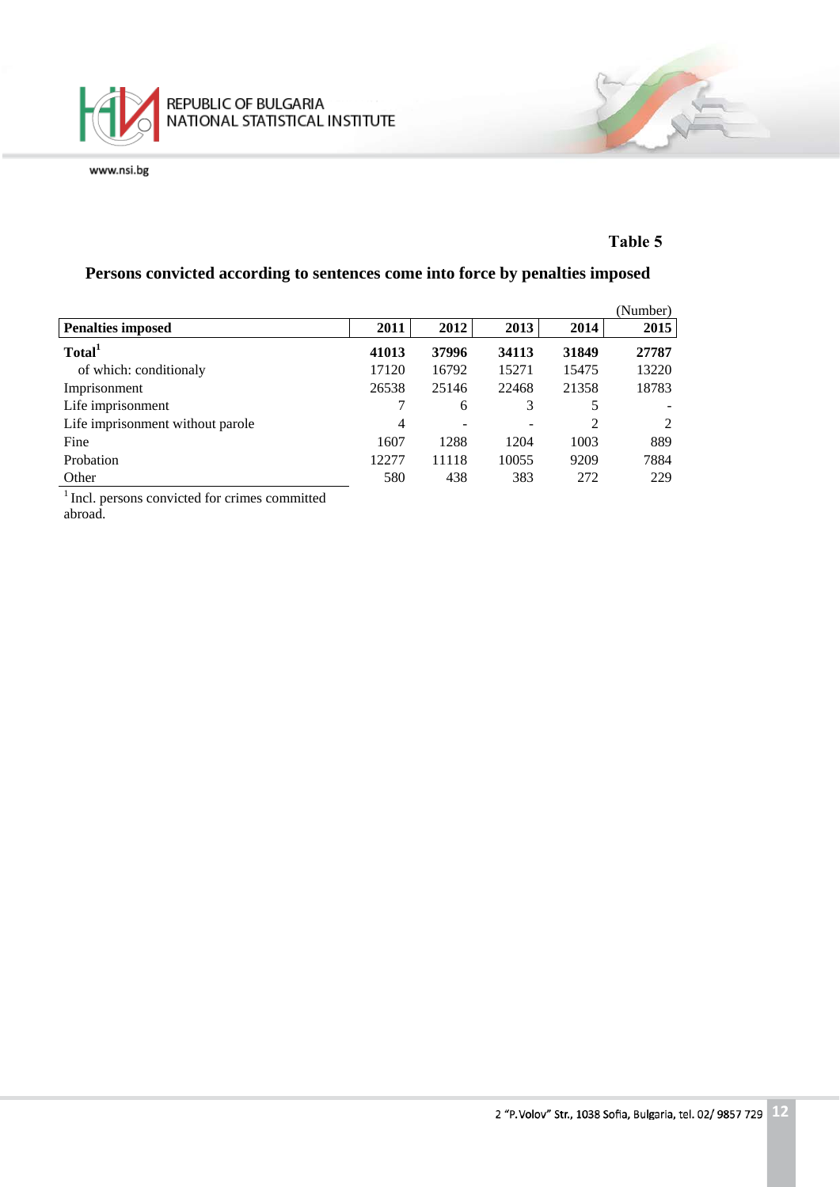Table 5

## Persons convicted according to sentences come into force by penalties imposed

(Number)

| Penalties imposed | 2011 | 2012 | 2013 | 2014 | 2015 |
|---|---|---|---|---|---|
| **Total**[1] | **41013** | **37996** | **34113** | **31849** | **27787** |
| of which: conditionaly | 17120 | 16792 | 15271 | 15475 | 13220 |
| Imprisonment | 26538 | 25146 | 22468 | 21358 | 18783 |
| Life imprisonment | 7 | 6 | 3 | 5 | - |
| Life imprisonment without parole | 4 | - | - | 2 | 2 |
| Fine | 1607 | 1288 | 1204 | 1003 | 889 |
| Probation | 12277 | 11118 | 10055 | 9209 | 7884 |
| Other | 580 | 438 | 383 | 272 | 229 |

[1] Incl. persons convicted for crimes committed abroad.